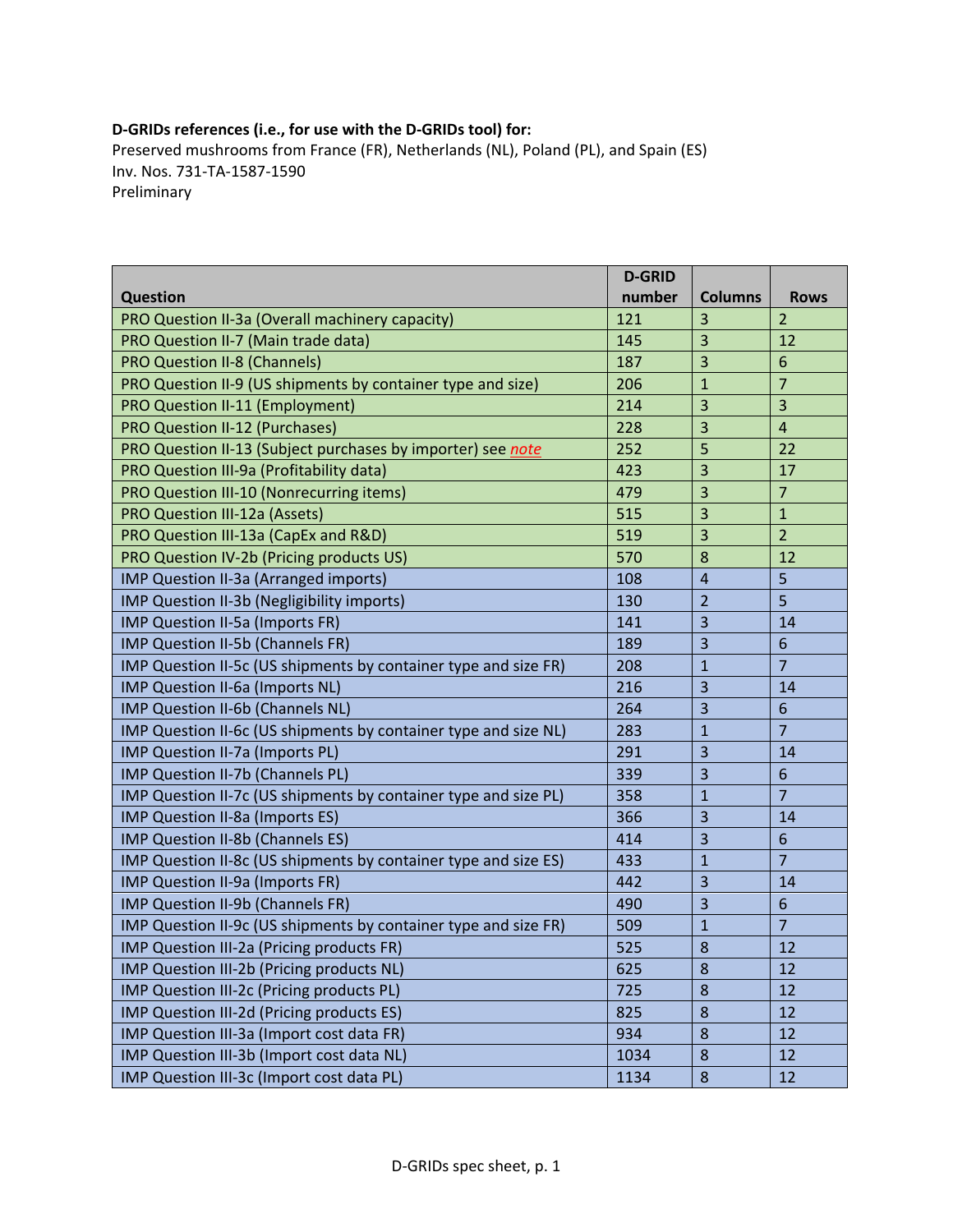**D-GRIDs references (i.e., for use with the D-GRIDs tool) for:**

Preserved mushrooms from France (FR), Netherlands (NL), Poland (PL), and Spain (ES)
Inv. Nos. 731-TA-1587-1590
Preliminary

| Question | D-GRID number | Columns | Rows |
|---|---|---|---|
| PRO Question II-3a (Overall machinery capacity) | 121 | 3 | 2 |
| PRO Question II-7 (Main trade data) | 145 | 3 | 12 |
| PRO Question II-8 (Channels) | 187 | 3 | 6 |
| PRO Question II-9 (US shipments by container type and size) | 206 | 1 | 7 |
| PRO Question II-11 (Employment) | 214 | 3 | 3 |
| PRO Question II-12 (Purchases) | 228 | 3 | 4 |
| PRO Question II-13 (Subject purchases by importer) see *note* | 252 | 5 | 22 |
| PRO Question III-9a (Profitability data) | 423 | 3 | 17 |
| PRO Question III-10 (Nonrecurring items) | 479 | 3 | 7 |
| PRO Question III-12a (Assets) | 515 | 3 | 1 |
| PRO Question III-13a (CapEx and R&D) | 519 | 3 | 2 |
| PRO Question IV-2b (Pricing products US) | 570 | 8 | 12 |
| IMP Question II-3a (Arranged imports) | 108 | 4 | 5 |
| IMP Question II-3b (Negligibility imports) | 130 | 2 | 5 |
| IMP Question II-5a (Imports FR) | 141 | 3 | 14 |
| IMP Question II-5b (Channels FR) | 189 | 3 | 6 |
| IMP Question II-5c (US shipments by container type and size FR) | 208 | 1 | 7 |
| IMP Question II-6a (Imports NL) | 216 | 3 | 14 |
| IMP Question II-6b (Channels NL) | 264 | 3 | 6 |
| IMP Question II-6c (US shipments by container type and size NL) | 283 | 1 | 7 |
| IMP Question II-7a (Imports PL) | 291 | 3 | 14 |
| IMP Question II-7b (Channels PL) | 339 | 3 | 6 |
| IMP Question II-7c (US shipments by container type and size PL) | 358 | 1 | 7 |
| IMP Question II-8a (Imports ES) | 366 | 3 | 14 |
| IMP Question II-8b (Channels ES) | 414 | 3 | 6 |
| IMP Question II-8c (US shipments by container type and size ES) | 433 | 1 | 7 |
| IMP Question II-9a (Imports FR) | 442 | 3 | 14 |
| IMP Question II-9b (Channels FR) | 490 | 3 | 6 |
| IMP Question II-9c (US shipments by container type and size FR) | 509 | 1 | 7 |
| IMP Question III-2a (Pricing products FR) | 525 | 8 | 12 |
| IMP Question III-2b (Pricing products NL) | 625 | 8 | 12 |
| IMP Question III-2c (Pricing products PL) | 725 | 8 | 12 |
| IMP Question III-2d (Pricing products ES) | 825 | 8 | 12 |
| IMP Question III-3a (Import cost data FR) | 934 | 8 | 12 |
| IMP Question III-3b (Import cost data NL) | 1034 | 8 | 12 |
| IMP Question III-3c (Import cost data PL) | 1134 | 8 | 12 |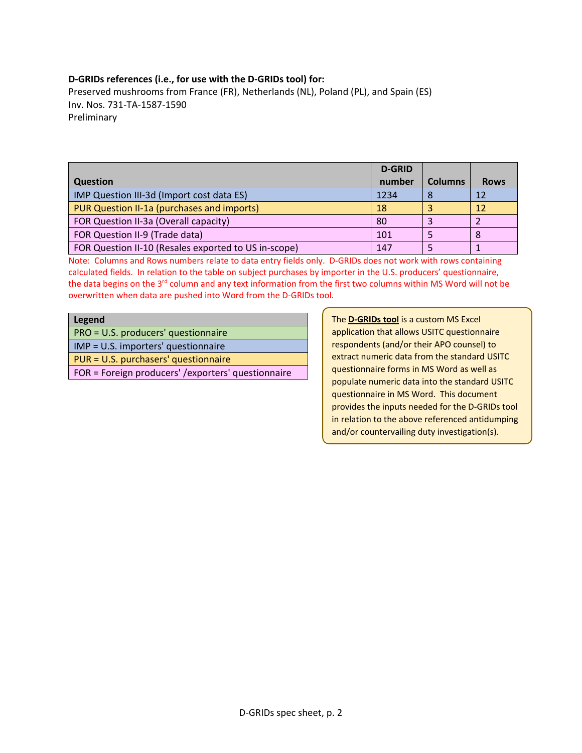**D-GRIDs references (i.e., for use with the D-GRIDs tool) for:**
Preserved mushrooms from France (FR), Netherlands (NL), Poland (PL), and Spain (ES)
Inv. Nos. 731-TA-1587-1590
Preliminary

| Question | D-GRID number | Columns | Rows |
|---|---|---|---|
| IMP Question III-3d (Import cost data ES) | 1234 | 8 | 12 |
| PUR Question II-1a (purchases and imports) | 18 | 3 | 12 |
| FOR Question II-3a (Overall capacity) | 80 | 3 | 2 |
| FOR Question II-9 (Trade data) | 101 | 5 | 8 |
| FOR Question II-10 (Resales exported to US in-scope) | 147 | 5 | 1 |

Note: Columns and Rows numbers relate to data entry fields only. D-GRIDs does not work with rows containing calculated fields. In relation to the table on subject purchases by importer in the U.S. producers' questionnaire, the data begins on the 3rd column and any text information from the first two columns within MS Word will not be overwritten when data are pushed into Word from the D-GRIDs tool.

| Legend |
|---|
| PRO = U.S. producers' questionnaire |
| IMP = U.S. importers' questionnaire |
| PUR = U.S. purchasers' questionnaire |
| FOR = Foreign producers' /exporters' questionnaire |

The **D-GRIDs tool** is a custom MS Excel application that allows USITC questionnaire respondents (and/or their APO counsel) to extract numeric data from the standard USITC questionnaire forms in MS Word as well as populate numeric data into the standard USITC questionnaire in MS Word. This document provides the inputs needed for the D-GRIDs tool in relation to the above referenced antidumping and/or countervailing duty investigation(s).